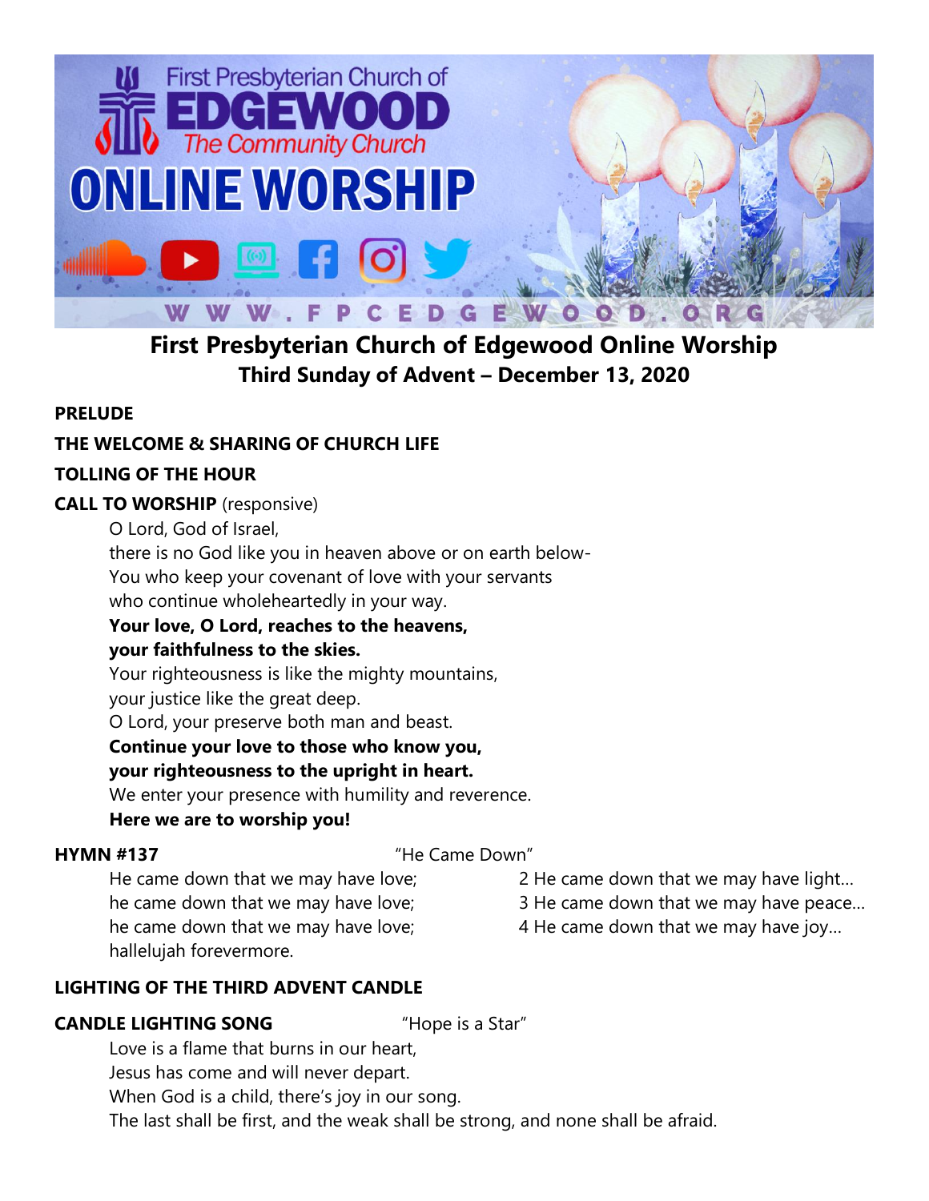# First Presbyterian Church of Edgewood Online Worship

## Third Sunday of Advent – December 13, 2020

**PRELUDE**

**THE WELCOME & SHARING OF CHURCH LIFE**

**TOLLING OF THE HOUR**

**CALL TO WORSHIP** (responsive)

O Lord, God of Israel,
there is no God like you in heaven above or on earth below-
You who keep your covenant of love with your servants
who continue wholeheartedly in your way.
**Your love, O Lord, reaches to the heavens,**
**your faithfulness to the skies.**
Your righteousness is like the mighty mountains,
your justice like the great deep.
O Lord, your preserve both man and beast.
**Continue your love to those who know you,**
**your righteousness to the upright in heart.**
We enter your presence with humility and reverence.
**Here we are to worship you!**

**HYMN #137** "He Came Down"

He came down that we may have love;
he came down that we may have love;
he came down that we may have love;
hallelujah forevermore.

2 He came down that we may have light…
3 He came down that we may have peace…
4 He came down that we may have joy…

**LIGHTING OF THE THIRD ADVENT CANDLE**

**CANDLE LIGHTING SONG** "Hope is a Star"

Love is a flame that burns in our heart,
Jesus has come and will never depart.
When God is a child, there's joy in our song.
The last shall be first, and the weak shall be strong, and none shall be afraid.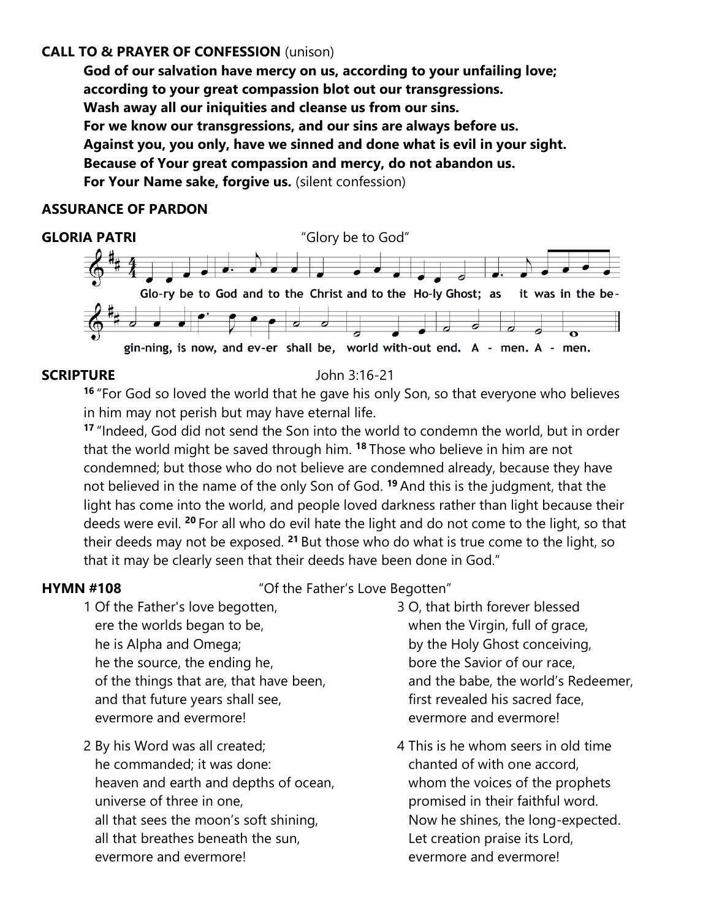**CALL TO & PRAYER OF CONFESSION** (unison)

**God of our salvation have mercy on us, according to your unfailing love;**
**according to your great compassion blot out our transgressions.**
**Wash away all our iniquities and cleanse us from our sins.**
**For we know our transgressions, and our sins are always before us.**
**Against you, you only, have we sinned and done what is evil in your sight.**
**Because of Your great compassion and mercy, do not abandon us.**
**For Your Name sake, forgive us.** (silent confession)

**ASSURANCE OF PARDON**

**GLORIA PATRI** "Glory be to God"

Glo-ry be to God and to the Christ and to the Ho-ly Ghost; as it was in the be-gin-ning, is now, and ev-er shall be, world with-out end. A - men. A - men.

**SCRIPTURE** John 3:16-21

16 "For God so loved the world that he gave his only Son, so that everyone who believes in him may not perish but may have eternal life.

17 "Indeed, God did not send the Son into the world to condemn the world, but in order that the world might be saved through him. 18 Those who believe in him are not condemned; but those who do not believe are condemned already, because they have not believed in the name of the only Son of God. 19 And this is the judgment, that the light has come into the world, and people loved darkness rather than light because their deeds were evil. 20 For all who do evil hate the light and do not come to the light, so that their deeds may not be exposed. 21 But those who do what is true come to the light, so that it may be clearly seen that their deeds have been done in God."

**HYMN #108** "Of the Father's Love Begotten"

1 Of the Father's love begotten,
ere the worlds began to be,
he is Alpha and Omega;
he the source, the ending he,
of the things that are, that have been,
and that future years shall see,
evermore and evermore!

2 By his Word was all created;
he commanded; it was done:
heaven and earth and depths of ocean,
universe of three in one,
all that sees the moon's soft shining,
all that breathes beneath the sun,
evermore and evermore!

3 O, that birth forever blessed
when the Virgin, full of grace,
by the Holy Ghost conceiving,
bore the Savior of our race,
and the babe, the world's Redeemer,
first revealed his sacred face,
evermore and evermore!

4 This is he whom seers in old time
chanted of with one accord,
whom the voices of the prophets
promised in their faithful word.
Now he shines, the long-expected.
Let creation praise its Lord,
evermore and evermore!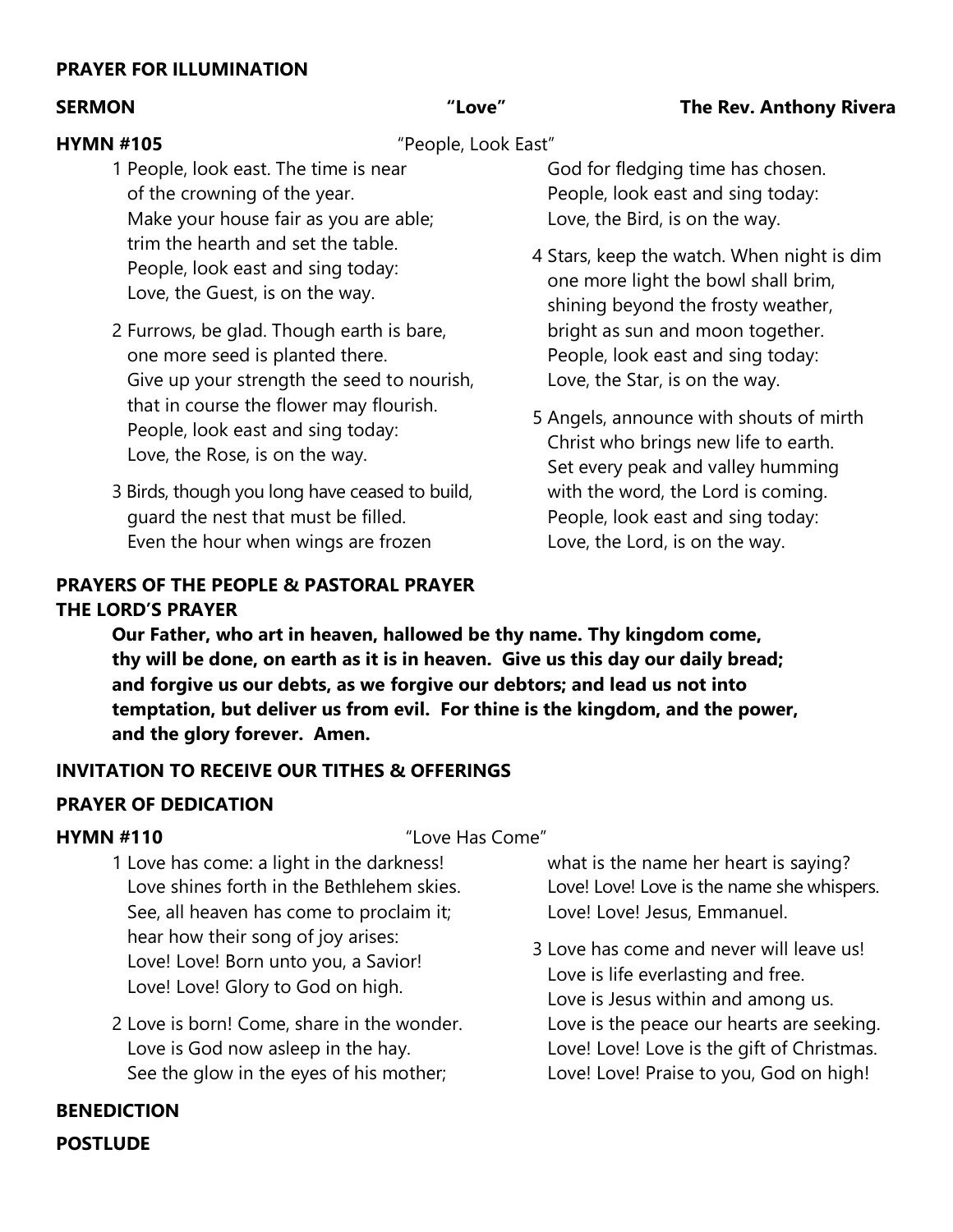**PRAYER FOR ILLUMINATION**

**SERMON** **"Love"** **The Rev. Anthony Rivera**

**HYMN #105** "People, Look East"

1 People, look east. The time is near
of the crowning of the year.
Make your house fair as you are able;
trim the hearth and set the table.
People, look east and sing today:
Love, the Guest, is on the way.

2 Furrows, be glad. Though earth is bare,
one more seed is planted there.
Give up your strength the seed to nourish,
that in course the flower may flourish.
People, look east and sing today:
Love, the Rose, is on the way.

3 Birds, though you long have ceased to build,
guard the nest that must be filled.
Even the hour when wings are frozen
God for fledging time has chosen.
People, look east and sing today:
Love, the Bird, is on the way.

4 Stars, keep the watch. When night is dim
one more light the bowl shall brim,
shining beyond the frosty weather,
bright as sun and moon together.
People, look east and sing today:
Love, the Star, is on the way.

5 Angels, announce with shouts of mirth
Christ who brings new life to earth.
Set every peak and valley humming
with the word, the Lord is coming.
People, look east and sing today:
Love, the Lord, is on the way.

**PRAYERS OF THE PEOPLE & PASTORAL PRAYER**

**THE LORD'S PRAYER**

**Our Father, who art in heaven, hallowed be thy name. Thy kingdom come, thy will be done, on earth as it is in heaven. Give us this day our daily bread; and forgive us our debts, as we forgive our debtors; and lead us not into temptation, but deliver us from evil. For thine is the kingdom, and the power, and the glory forever. Amen.**

**INVITATION TO RECEIVE OUR TITHES & OFFERINGS**

**PRAYER OF DEDICATION**

**HYMN #110** "Love Has Come"

1 Love has come: a light in the darkness!
Love shines forth in the Bethlehem skies.
See, all heaven has come to proclaim it;
hear how their song of joy arises:
Love! Love! Born unto you, a Savior!
Love! Love! Glory to God on high.

2 Love is born! Come, share in the wonder.
Love is God now asleep in the hay.
See the glow in the eyes of his mother;
what is the name her heart is saying?
Love! Love! Love is the name she whispers.
Love! Love! Jesus, Emmanuel.

3 Love has come and never will leave us!
Love is life everlasting and free.
Love is Jesus within and among us.
Love is the peace our hearts are seeking.
Love! Love! Love is the gift of Christmas.
Love! Love! Praise to you, God on high!

**BENEDICTION**

**POSTLUDE**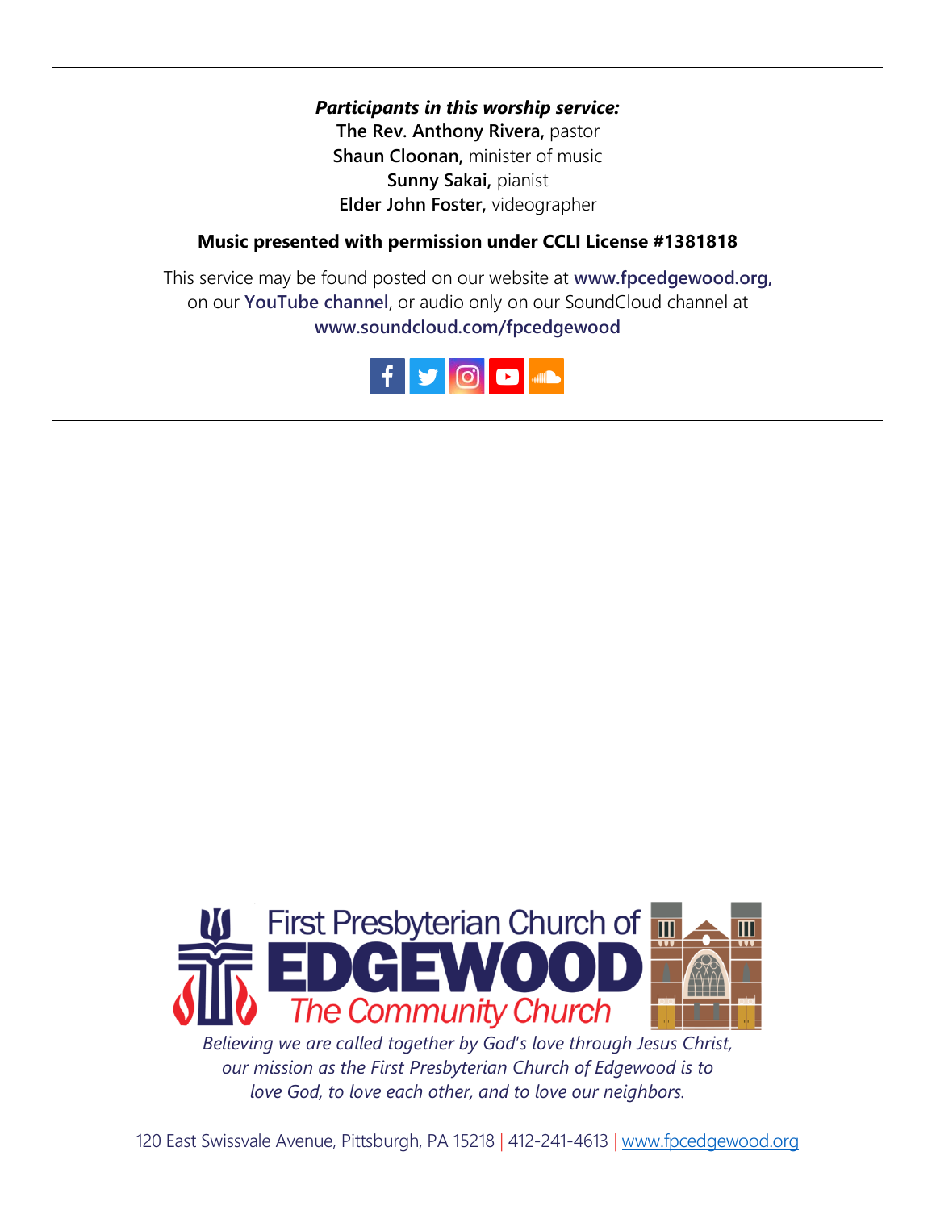***Participants in this worship service:***
**The Rev. Anthony Rivera,** pastor
**Shaun Cloonan,** minister of music
**Sunny Sakai,** pianist
**Elder John Foster,** videographer

**Music presented with permission under CCLI License #1381818**

This service may be found posted on our website at **www.fpcedgewood.org,** on our **YouTube channel**, or audio only on our SoundCloud channel at **www.soundcloud.com/fpcedgewood**

First Presbyterian Church of
EDGEWOOD
The Community Church

*Believing we are called together by God's love through Jesus Christ, our mission as the First Presbyterian Church of Edgewood is to love God, to love each other, and to love our neighbors.*

120 East Swissvale Avenue, Pittsburgh, PA 15218 | 412-241-4613 | www.fpcedgewood.org